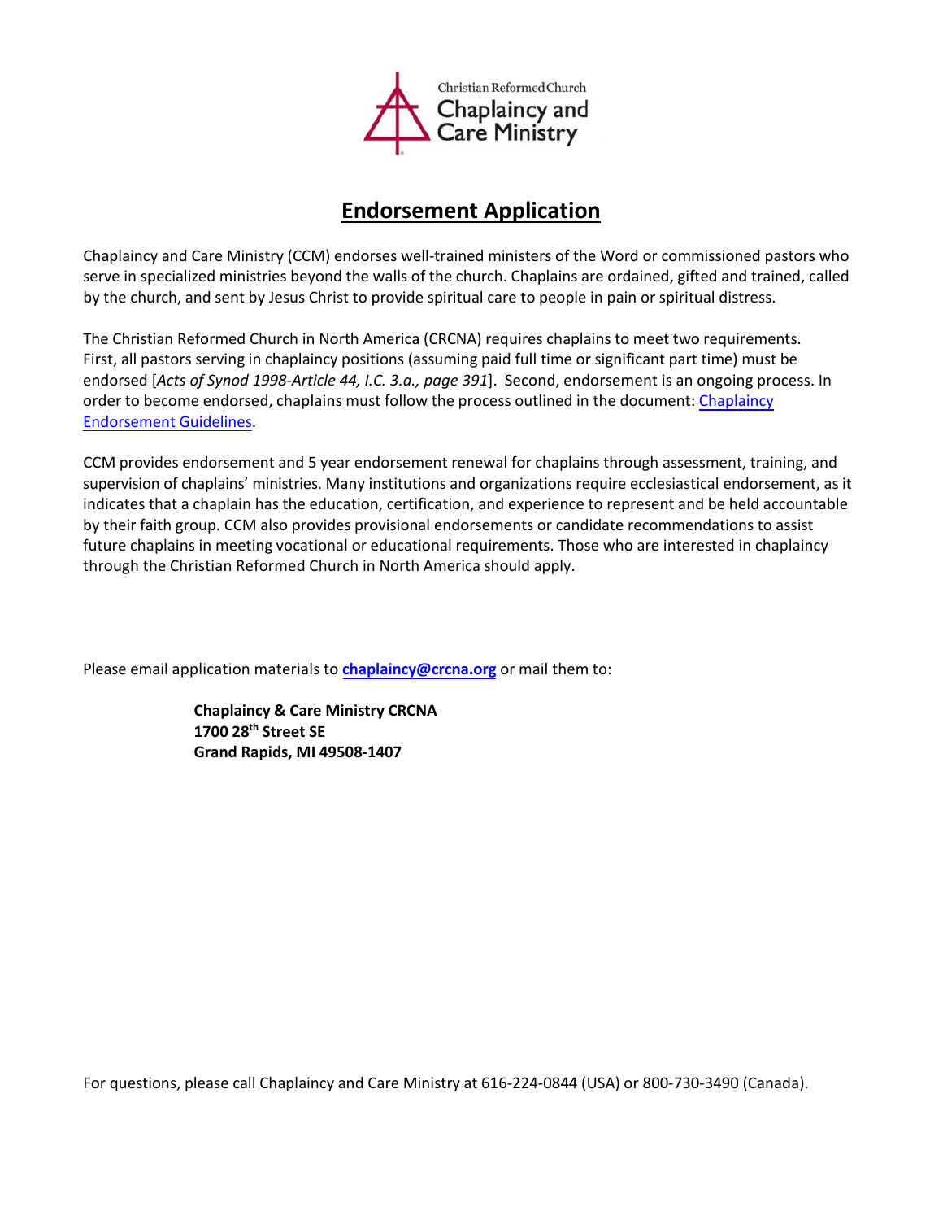Christian Reformed Church
Chaplaincy and Care Ministry

# Endorsement Application

Chaplaincy and Care Ministry (CCM) endorses well-trained ministers of the Word or commissioned pastors who serve in specialized ministries beyond the walls of the church. Chaplains are ordained, gifted and trained, called by the church, and sent by Jesus Christ to provide spiritual care to people in pain or spiritual distress.

The Christian Reformed Church in North America (CRCNA) requires chaplains to meet two requirements. First, all pastors serving in chaplaincy positions (assuming paid full time or significant part time) must be endorsed [*Acts of Synod 1998-Article 44, I.C. 3.a., page 391*]. Second, endorsement is an ongoing process. In order to become endorsed, chaplains must follow the process outlined in the document: Chaplaincy Endorsement Guidelines.

CCM provides endorsement and 5 year endorsement renewal for chaplains through assessment, training, and supervision of chaplains' ministries. Many institutions and organizations require ecclesiastical endorsement, as it indicates that a chaplain has the education, certification, and experience to represent and be held accountable by their faith group. CCM also provides provisional endorsements or candidate recommendations to assist future chaplains in meeting vocational or educational requirements. Those who are interested in chaplaincy through the Christian Reformed Church in North America should apply.

Please email application materials to **chaplaincy@crcna.org** or mail them to:

**Chaplaincy & Care Ministry CRCNA**
**1700 28th Street SE**
**Grand Rapids, MI 49508-1407**

For questions, please call Chaplaincy and Care Ministry at 616-224-0844 (USA) or 800-730-3490 (Canada).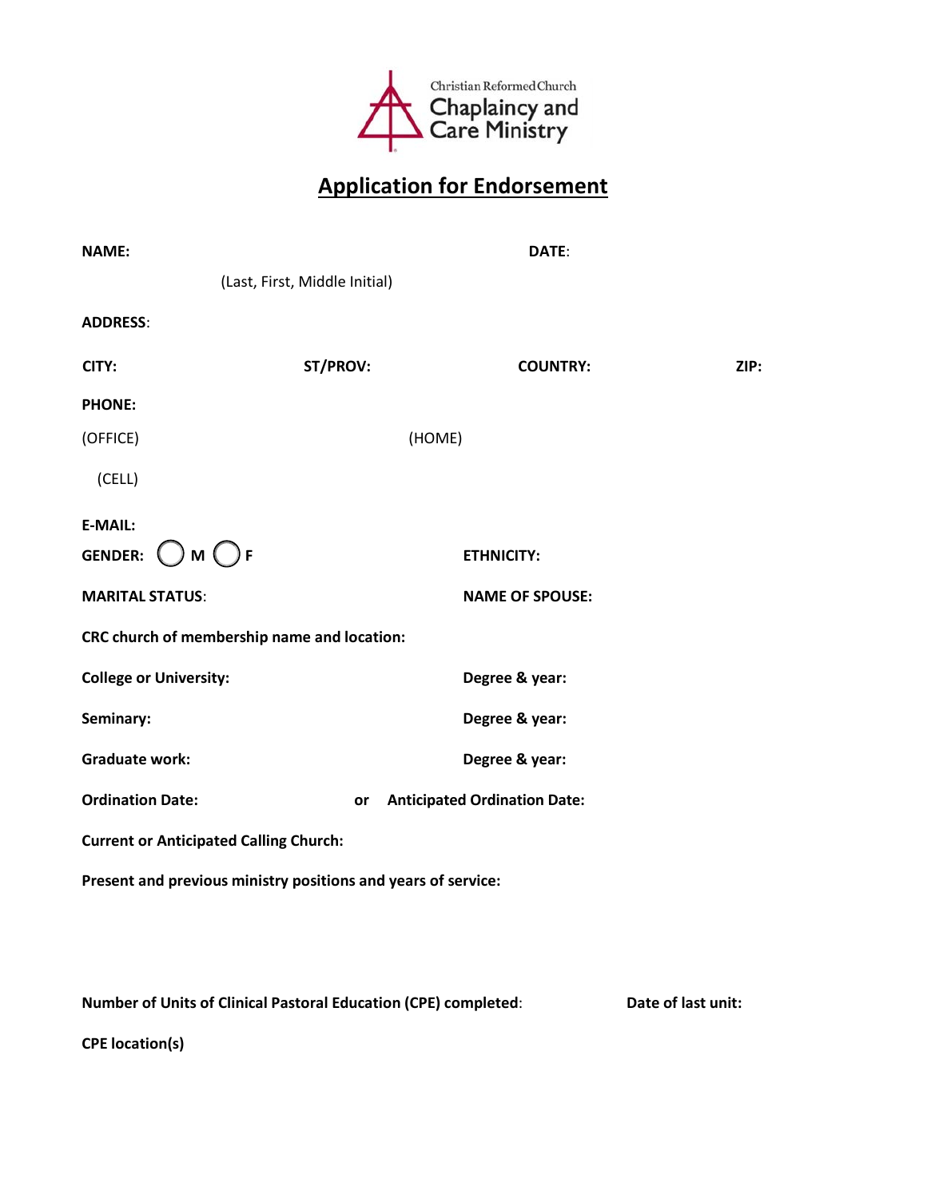Christian Reformed Church
Chaplaincy and Care Ministry

# Application for Endorsement

**NAME:** **DATE**:

(Last, First, Middle Initial)

**ADDRESS**:

**CITY:** **ST/PROV:** **COUNTRY:** **ZIP:**

**PHONE:**

(OFFICE) (HOME)

(CELL)

**E-MAIL:**

**GENDER:** ◯ **M** ◯ **F** **ETHNICITY:**

**MARITAL STATUS**: **NAME OF SPOUSE:**

**CRC church of membership name and location:**

**College or University:** **Degree & year:**

**Seminary:** **Degree & year:**

**Graduate work:** **Degree & year:**

**Ordination Date:** **or** **Anticipated Ordination Date:**

**Current or Anticipated Calling Church:**

**Present and previous ministry positions and years of service:**

**Number of Units of Clinical Pastoral Education (CPE) completed**: **Date of last unit:**

**CPE location(s)**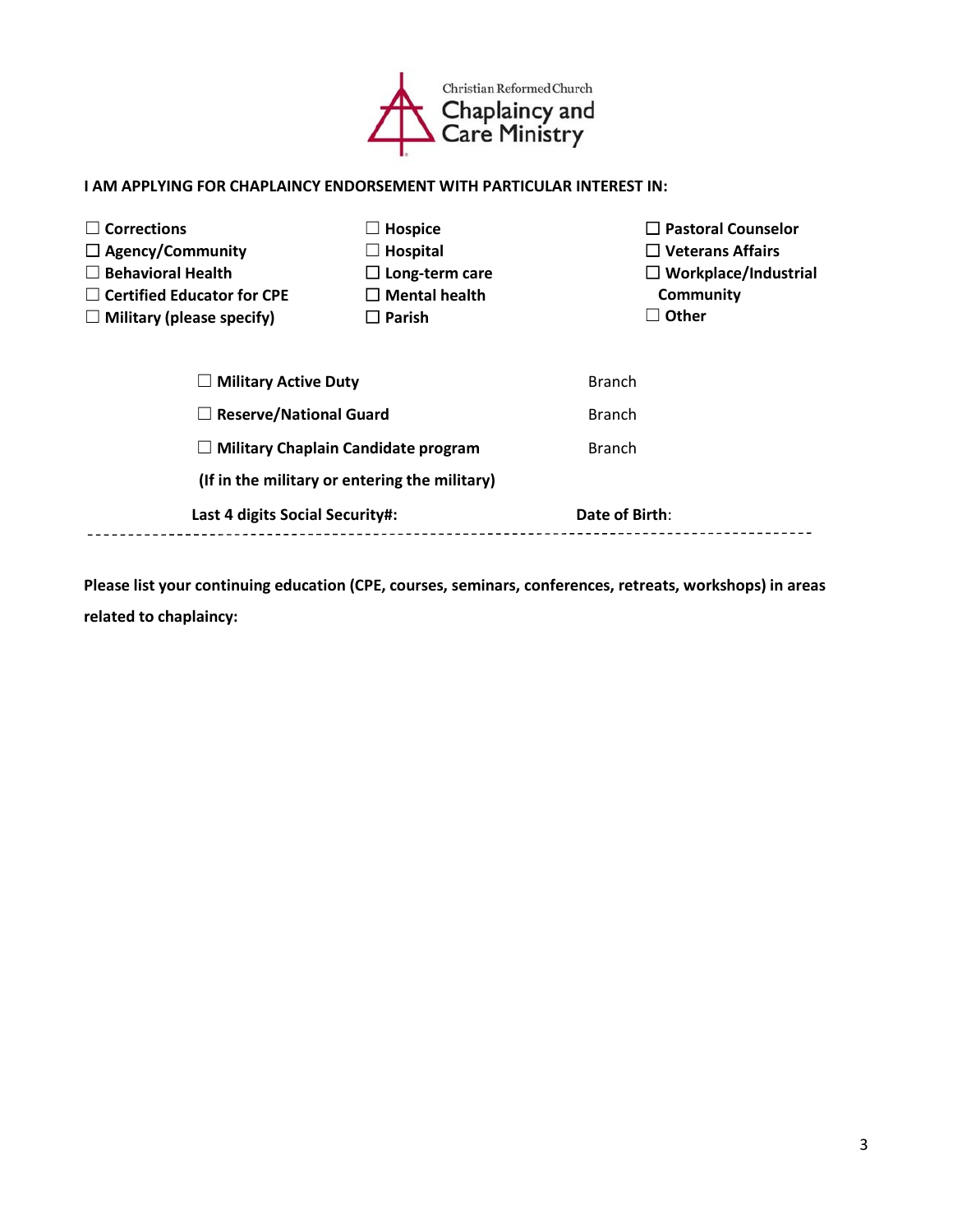Christian Reformed Church
Chaplaincy and Care Ministry

**I AM APPLYING FOR CHAPLAINCY ENDORSEMENT WITH PARTICULAR INTEREST IN:**

☐ **Corrections**
☐ **Agency/Community**
☐ **Behavioral Health**
☐ **Certified Educator for CPE**
☐ **Military (please specify)**

☐ **Hospice**
☐ **Hospital**
☐ **Long-term care**
☐ **Mental health**
☐ **Parish**

☐ **Pastoral Counselor**
☐ **Veterans Affairs**
☐ **Workplace/Industrial Community**
☐ **Other**

| | |
|---|---|
| ☐ **Military Active Duty** | Branch |
| ☐ **Reserve/National Guard** | Branch |
| ☐ **Military Chaplain Candidate program** | Branch |

**(If in the military or entering the military)**

**Last 4 digits Social Security#:** **Date of Birth**:

---

**Please list your continuing education (CPE, courses, seminars, conferences, retreats, workshops) in areas related to chaplaincy:**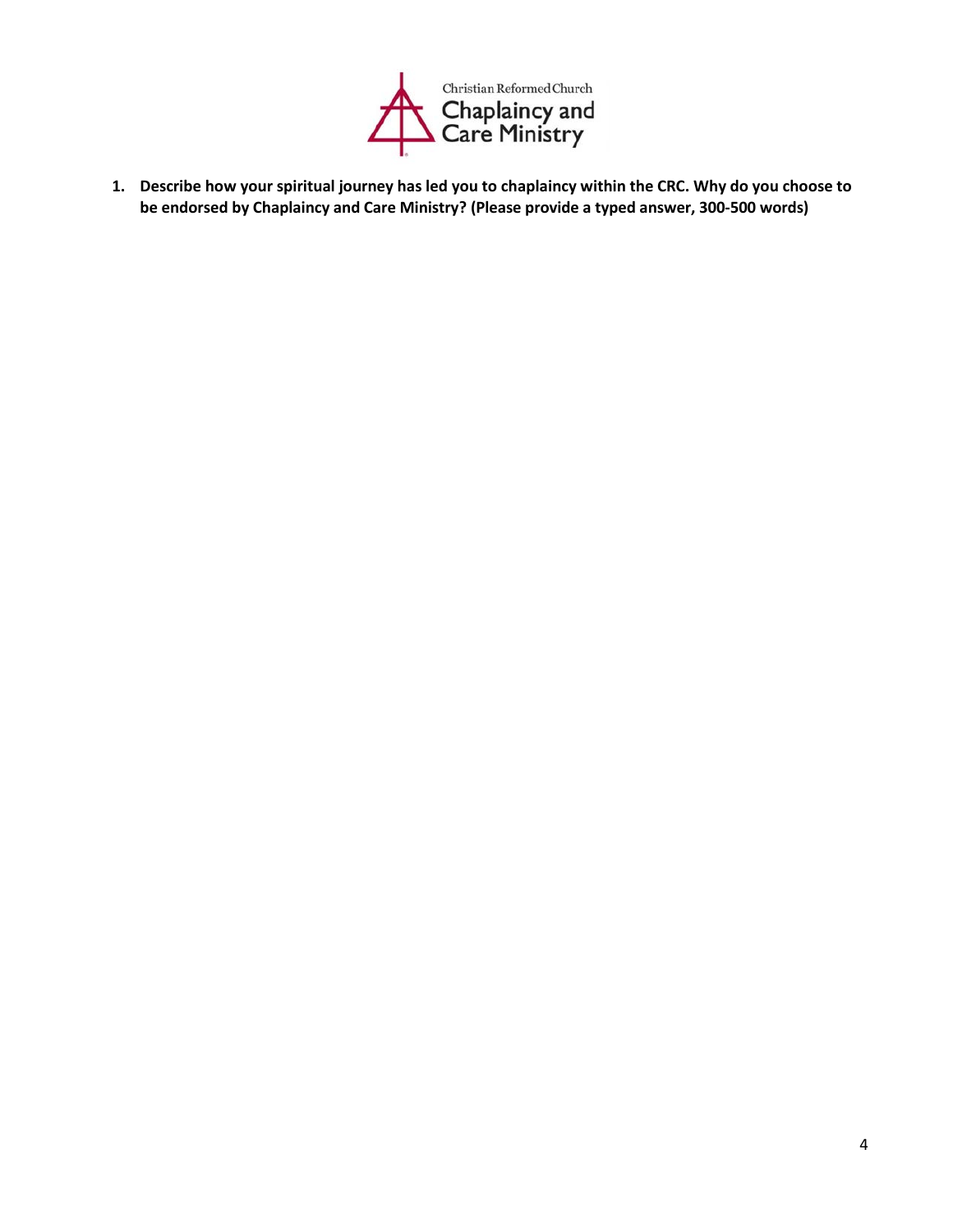Christian Reformed Church
Chaplaincy and Care Ministry

1. **Describe how your spiritual journey has led you to chaplaincy within the CRC. Why do you choose to be endorsed by Chaplaincy and Care Ministry? (Please provide a typed answer, 300-500 words)**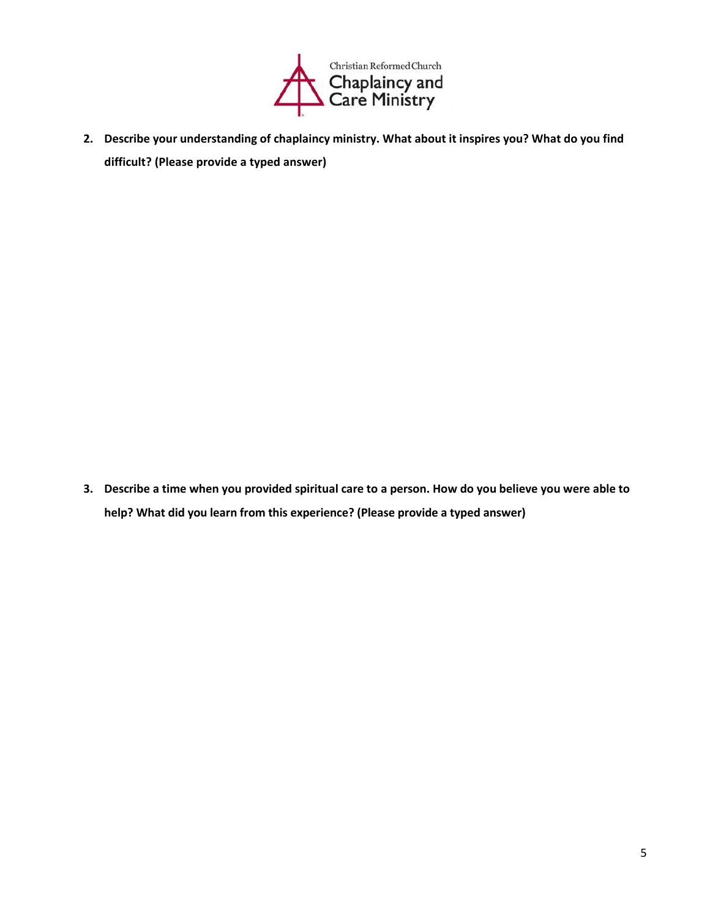**2. Describe your understanding of chaplaincy ministry. What about it inspires you? What do you find difficult? (Please provide a typed answer)**

**3. Describe a time when you provided spiritual care to a person. How do you believe you were able to help? What did you learn from this experience? (Please provide a typed answer)**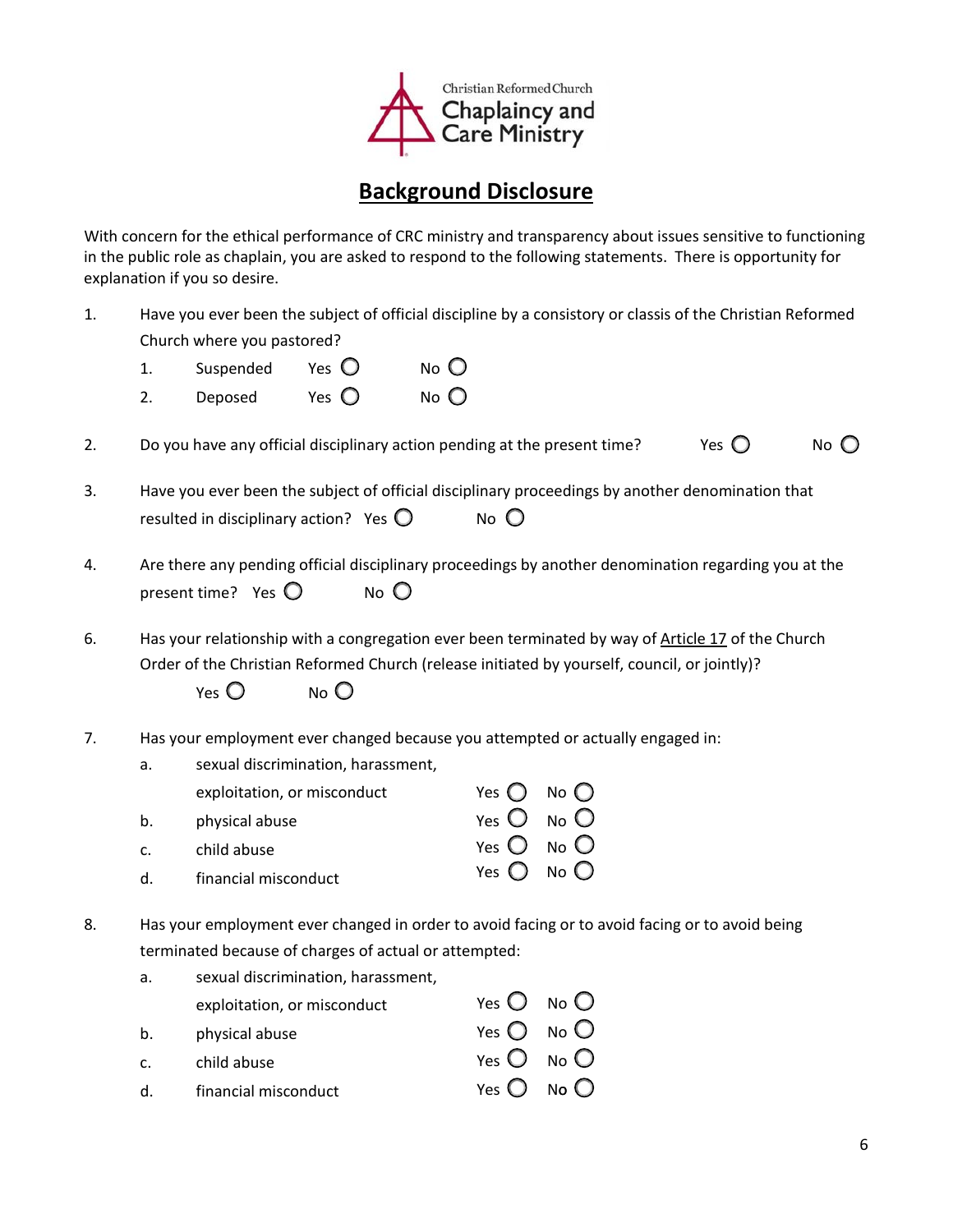Christian Reformed Church
Chaplaincy and Care Ministry

# Background Disclosure

With concern for the ethical performance of CRC ministry and transparency about issues sensitive to functioning in the public role as chaplain, you are asked to respond to the following statements. There is opportunity for explanation if you so desire.

1. Have you ever been the subject of official discipline by a consistory or classis of the Christian Reformed Church where you pastored?
    1. Suspended Yes ○ No ○
    2. Deposed Yes ○ No ○

2. Do you have any official disciplinary action pending at the present time? Yes ○ No ○

3. Have you ever been the subject of official disciplinary proceedings by another denomination that resulted in disciplinary action? Yes ○ No ○

4. Are there any pending official disciplinary proceedings by another denomination regarding you at the present time? Yes ○ No ○

6. Has your relationship with a congregation ever been terminated by way of Article 17 of the Church Order of the Christian Reformed Church (release initiated by yourself, council, or jointly)?
    Yes ○ No ○

7. Has your employment ever changed because you attempted or actually engaged in:
    a. sexual discrimination, harassment, exploitation, or misconduct Yes ○ No ○
    b. physical abuse Yes ○ No ○
    c. child abuse Yes ○ No ○
    d. financial misconduct Yes ○ No ○

8. Has your employment ever changed in order to avoid facing or to avoid facing or to avoid being terminated because of charges of actual or attempted:
    a. sexual discrimination, harassment, exploitation, or misconduct Yes ○ No ○
    b. physical abuse Yes ○ No ○
    c. child abuse Yes ○ No ○
    d. financial misconduct Yes ○ No ○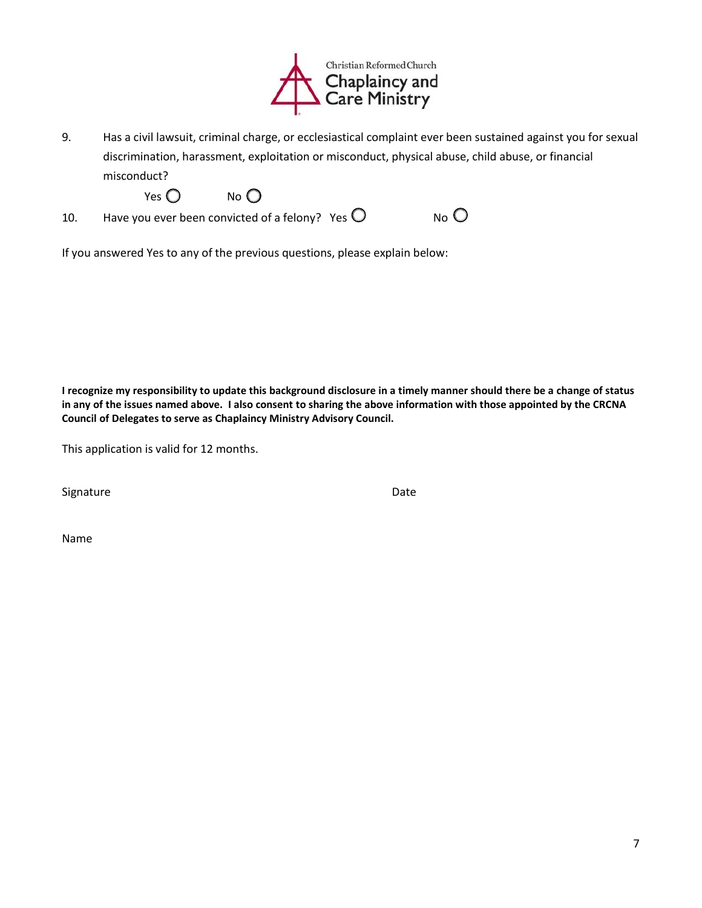9. Has a civil lawsuit, criminal charge, or ecclesiastical complaint ever been sustained against you for sexual discrimination, harassment, exploitation or misconduct, physical abuse, child abuse, or financial misconduct?

   Yes ○ No ○

10. Have you ever been convicted of a felony? Yes ○ No ○

If you answered Yes to any of the previous questions, please explain below:

**I recognize my responsibility to update this background disclosure in a timely manner should there be a change of status in any of the issues named above. I also consent to sharing the above information with those appointed by the CRCNA Council of Delegates to serve as Chaplaincy Ministry Advisory Council.**

This application is valid for 12 months.

Signature Date

Name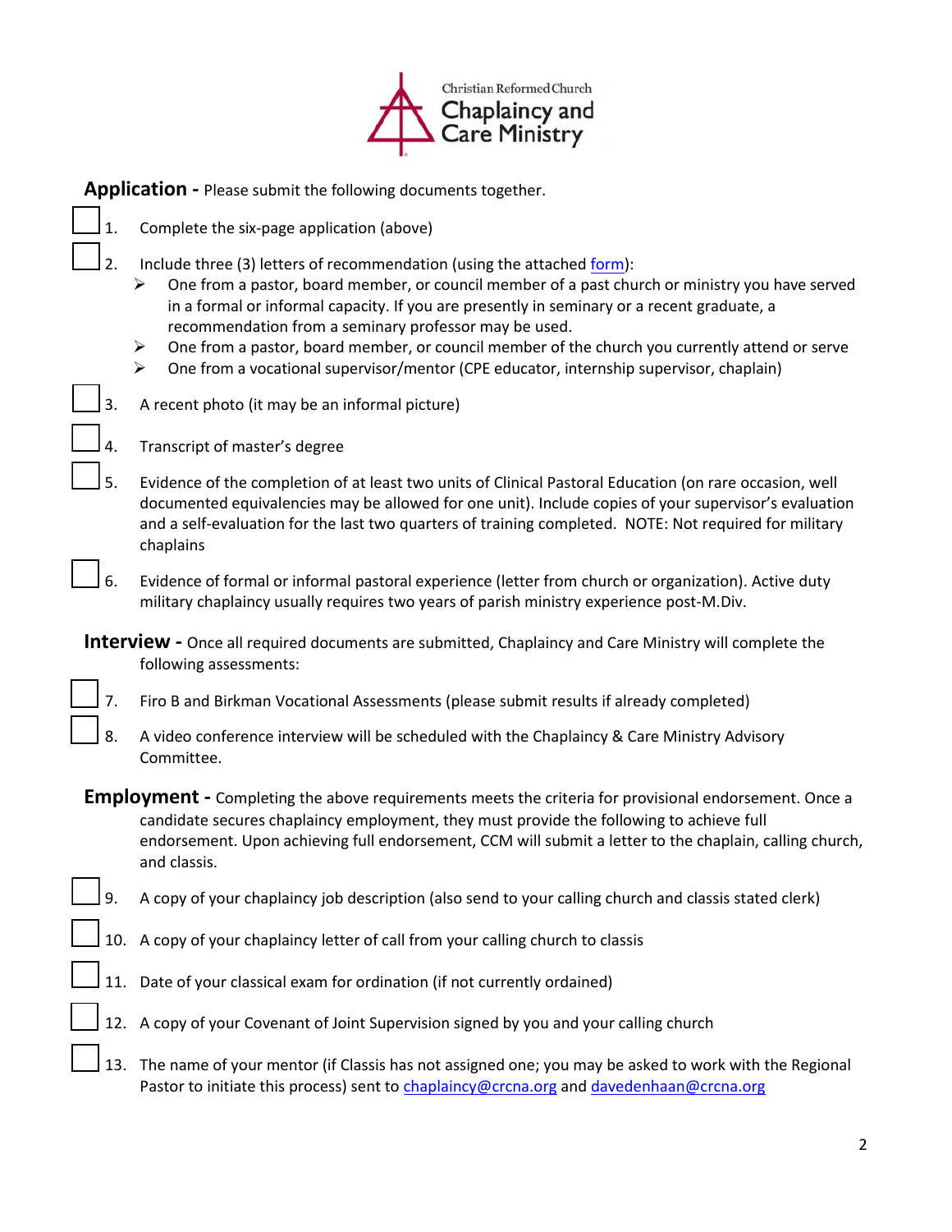Christian Reformed Church
Chaplaincy and Care Ministry

**Application -** Please submit the following documents together.

- [ ] 1. Complete the six-page application (above)
- [ ] 2. Include three (3) letters of recommendation (using the attached form):
  - One from a pastor, board member, or council member of a past church or ministry you have served in a formal or informal capacity. If you are presently in seminary or a recent graduate, a recommendation from a seminary professor may be used.
  - One from a pastor, board member, or council member of the church you currently attend or serve
  - One from a vocational supervisor/mentor (CPE educator, internship supervisor, chaplain)
- [ ] 3. A recent photo (it may be an informal picture)
- [ ] 4. Transcript of master's degree
- [ ] 5. Evidence of the completion of at least two units of Clinical Pastoral Education (on rare occasion, well documented equivalencies may be allowed for one unit). Include copies of your supervisor's evaluation and a self-evaluation for the last two quarters of training completed. NOTE: Not required for military chaplains
- [ ] 6. Evidence of formal or informal pastoral experience (letter from church or organization). Active duty military chaplaincy usually requires two years of parish ministry experience post-M.Div.

**Interview -** Once all required documents are submitted, Chaplaincy and Care Ministry will complete the following assessments:

- [ ] 7. Firo B and Birkman Vocational Assessments (please submit results if already completed)
- [ ] 8. A video conference interview will be scheduled with the Chaplaincy & Care Ministry Advisory Committee.

**Employment -** Completing the above requirements meets the criteria for provisional endorsement. Once a candidate secures chaplaincy employment, they must provide the following to achieve full endorsement. Upon achieving full endorsement, CCM will submit a letter to the chaplain, calling church, and classis.

- [ ] 9. A copy of your chaplaincy job description (also send to your calling church and classis stated clerk)
- [ ] 10. A copy of your chaplaincy letter of call from your calling church to classis
- [ ] 11. Date of your classical exam for ordination (if not currently ordained)
- [ ] 12. A copy of your Covenant of Joint Supervision signed by you and your calling church
- [ ] 13. The name of your mentor (if Classis has not assigned one; you may be asked to work with the Regional Pastor to initiate this process) sent to chaplaincy@crcna.org and davedenhaan@crcna.org